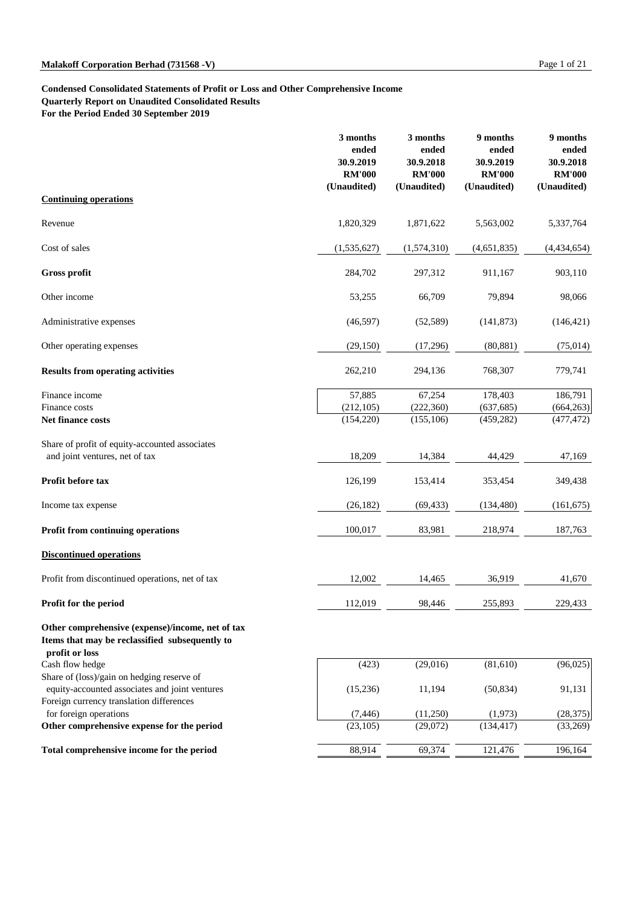**Malakoff Corporation Berhad (731568 -V)**

**Condensed Consolidated Statements of Profit or Loss and Other Comprehensive Income**
**Quarterly Report on Unaudited Consolidated Results**
**For the Period Ended 30 September 2019**

| | 3 months ended 30.9.2019 RM'000 (Unaudited) | 3 months ended 30.9.2018 RM'000 (Unaudited) | 9 months ended 30.9.2019 RM'000 (Unaudited) | 9 months ended 30.9.2018 RM'000 (Unaudited) |
|---|---|---|---|---|
| **Continuing operations** | | | | |
| Revenue | 1,820,329 | 1,871,622 | 5,563,002 | 5,337,764 |
| Cost of sales | (1,535,627) | (1,574,310) | (4,651,835) | (4,434,654) |
| **Gross profit** | 284,702 | 297,312 | 911,167 | 903,110 |
| Other income | 53,255 | 66,709 | 79,894 | 98,066 |
| Administrative expenses | (46,597) | (52,589) | (141,873) | (146,421) |
| Other operating expenses | (29,150) | (17,296) | (80,881) | (75,014) |
| **Results from operating activities** | 262,210 | 294,136 | 768,307 | 779,741 |
| Finance income | 57,885 | 67,254 | 178,403 | 186,791 |
| Finance costs | (212,105) | (222,360) | (637,685) | (664,263) |
| **Net finance costs** | (154,220) | (155,106) | (459,282) | (477,472) |
| Share of profit of equity-accounted associates and joint ventures, net of tax | 18,209 | 14,384 | 44,429 | 47,169 |
| **Profit before tax** | 126,199 | 153,414 | 353,454 | 349,438 |
| Income tax expense | (26,182) | (69,433) | (134,480) | (161,675) |
| **Profit from continuing operations** | 100,017 | 83,981 | 218,974 | 187,763 |
| **Discontinued operations** | | | | |
| Profit from discontinued operations, net of tax | 12,002 | 14,465 | 36,919 | 41,670 |
| **Profit for the period** | 112,019 | 98,446 | 255,893 | 229,433 |
| **Other comprehensive (expense)/income, net of tax** | | | | |
| **Items that may be reclassified subsequently to profit or loss** | | | | |
| Cash flow hedge | (423) | (29,016) | (81,610) | (96,025) |
| Share of (loss)/gain on hedging reserve of equity-accounted associates and joint ventures | (15,236) | 11,194 | (50,834) | 91,131 |
| Foreign currency translation differences for foreign operations | (7,446) | (11,250) | (1,973) | (28,375) |
| **Other comprehensive expense for the period** | (23,105) | (29,072) | (134,417) | (33,269) |
| **Total comprehensive income for the period** | 88,914 | 69,374 | 121,476 | 196,164 |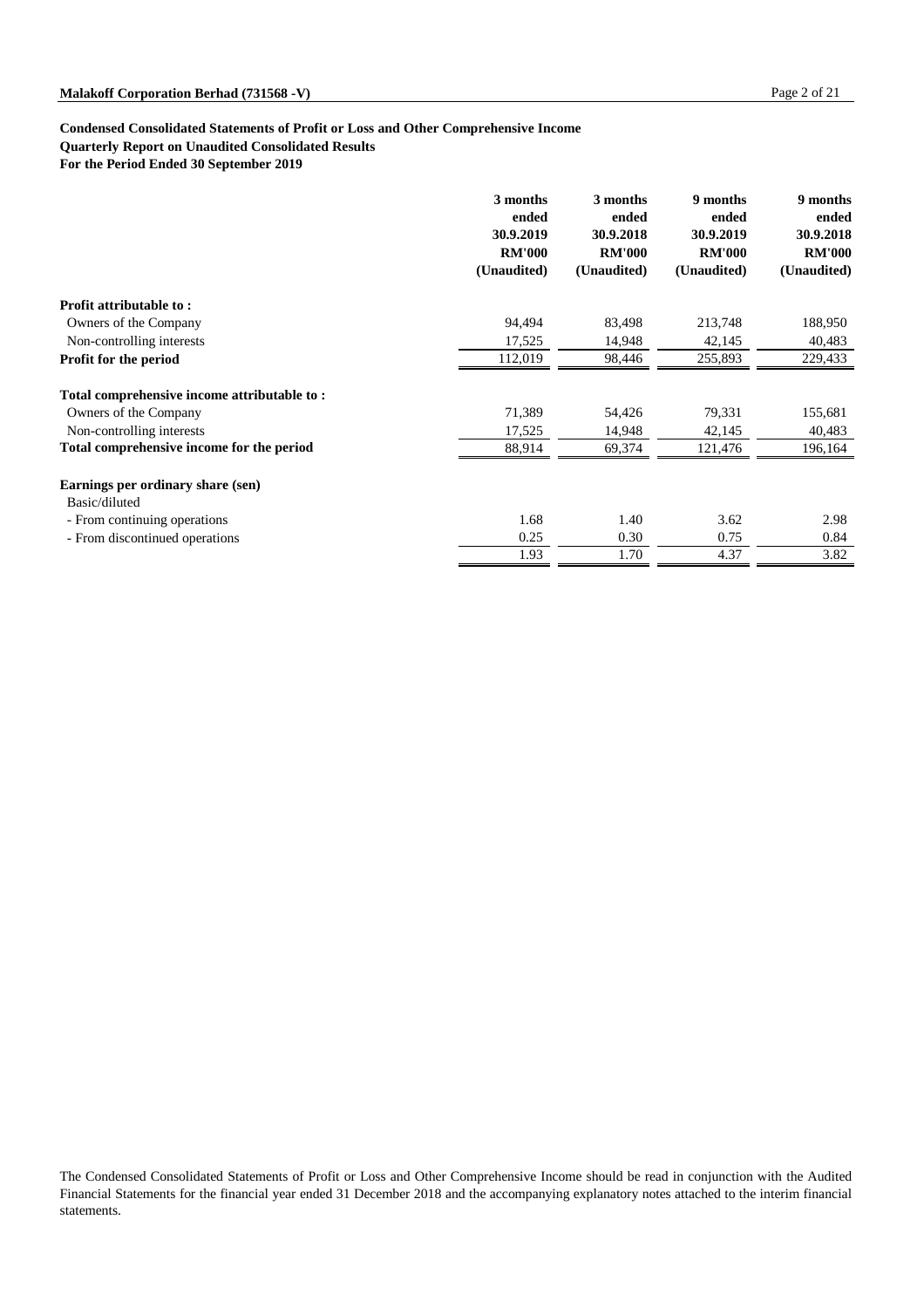**Condensed Consolidated Statements of Profit or Loss and Other Comprehensive Income**
**Quarterly Report on Unaudited Consolidated Results**
**For the Period Ended 30 September 2019**

| | 3 months ended 30.9.2019 RM'000 (Unaudited) | 3 months ended 30.9.2018 RM'000 (Unaudited) | 9 months ended 30.9.2019 RM'000 (Unaudited) | 9 months ended 30.9.2018 RM'000 (Unaudited) |
|---|---|---|---|---|
| **Profit attributable to :** | | | | |
| Owners of the Company | 94,494 | 83,498 | 213,748 | 188,950 |
| Non-controlling interests | 17,525 | 14,948 | 42,145 | 40,483 |
| **Profit for the period** | 112,019 | 98,446 | 255,893 | 229,433 |
| **Total comprehensive income attributable to :** | | | | |
| Owners of the Company | 71,389 | 54,426 | 79,331 | 155,681 |
| Non-controlling interests | 17,525 | 14,948 | 42,145 | 40,483 |
| **Total comprehensive income for the period** | 88,914 | 69,374 | 121,476 | 196,164 |
| **Earnings per ordinary share (sen)** | | | | |
| Basic/diluted | | | | |
| - From continuing operations | 1.68 | 1.40 | 3.62 | 2.98 |
| - From discontinued operations | 0.25 | 0.30 | 0.75 | 0.84 |
| | 1.93 | 1.70 | 4.37 | 3.82 |

The Condensed Consolidated Statements of Profit or Loss and Other Comprehensive Income should be read in conjunction with the Audited Financial Statements for the financial year ended 31 December 2018 and the accompanying explanatory notes attached to the interim financial statements.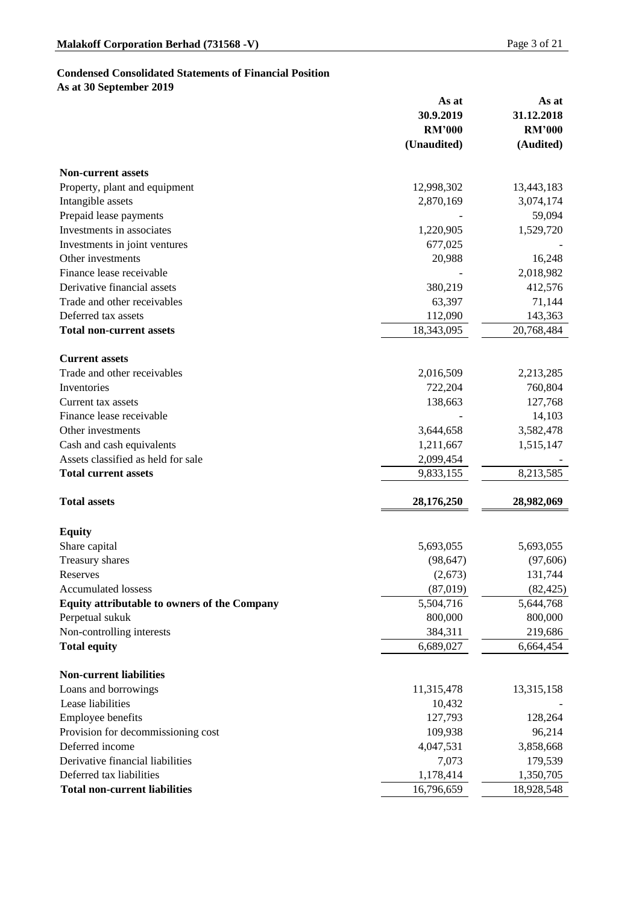**Condensed Consolidated Statements of Financial Position**
**As at 30 September 2019**

| | As at 30.9.2019 RM'000 (Unaudited) | As at 31.12.2018 RM'000 (Audited) |
|---|---|---|
| **Non-current assets** | | |
| Property, plant and equipment | 12,998,302 | 13,443,183 |
| Intangible assets | 2,870,169 | 3,074,174 |
| Prepaid lease payments | - | 59,094 |
| Investments in associates | 1,220,905 | 1,529,720 |
| Investments in joint ventures | 677,025 | - |
| Other investments | 20,988 | 16,248 |
| Finance lease receivable | - | 2,018,982 |
| Derivative financial assets | 380,219 | 412,576 |
| Trade and other receivables | 63,397 | 71,144 |
| Deferred tax assets | 112,090 | 143,363 |
| **Total non-current assets** | 18,343,095 | 20,768,484 |
| **Current assets** | | |
| Trade and other receivables | 2,016,509 | 2,213,285 |
| Inventories | 722,204 | 760,804 |
| Current tax assets | 138,663 | 127,768 |
| Finance lease receivable | - | 14,103 |
| Other investments | 3,644,658 | 3,582,478 |
| Cash and cash equivalents | 1,211,667 | 1,515,147 |
| Assets classified as held for sale | 2,099,454 | - |
| **Total current assets** | 9,833,155 | 8,213,585 |
| **Total assets** | **28,176,250** | **28,982,069** |
| **Equity** | | |
| Share capital | 5,693,055 | 5,693,055 |
| Treasury shares | (98,647) | (97,606) |
| Reserves | (2,673) | 131,744 |
| Accumulated lossess | (87,019) | (82,425) |
| **Equity attributable to owners of the Company** | 5,504,716 | 5,644,768 |
| Perpetual sukuk | 800,000 | 800,000 |
| Non-controlling interests | 384,311 | 219,686 |
| **Total equity** | 6,689,027 | 6,664,454 |
| **Non-current liabilities** | | |
| Loans and borrowings | 11,315,478 | 13,315,158 |
| Lease liabilities | 10,432 | - |
| Employee benefits | 127,793 | 128,264 |
| Provision for decommissioning cost | 109,938 | 96,214 |
| Deferred income | 4,047,531 | 3,858,668 |
| Derivative financial liabilities | 7,073 | 179,539 |
| Deferred tax liabilities | 1,178,414 | 1,350,705 |
| **Total non-current liabilities** | 16,796,659 | 18,928,548 |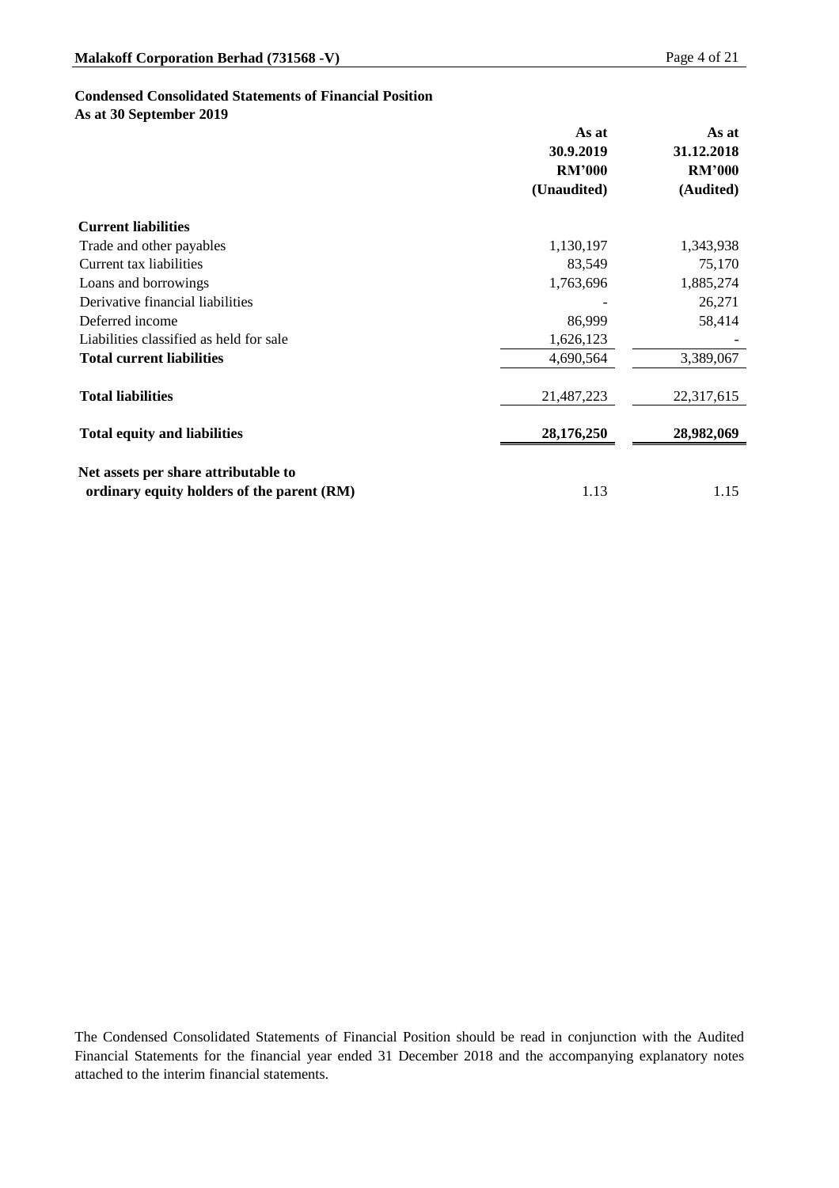**Condensed Consolidated Statements of Financial Position**
**As at 30 September 2019**

| | As at 30.9.2019 RM'000 (Unaudited) | As at 31.12.2018 RM'000 (Audited) |
|---|---|---|
| **Current liabilities** | | |
| Trade and other payables | 1,130,197 | 1,343,938 |
| Current tax liabilities | 83,549 | 75,170 |
| Loans and borrowings | 1,763,696 | 1,885,274 |
| Derivative financial liabilities | - | 26,271 |
| Deferred income | 86,999 | 58,414 |
| Liabilities classified as held for sale | 1,626,123 | - |
| **Total current liabilities** | 4,690,564 | 3,389,067 |
| **Total liabilities** | 21,487,223 | 22,317,615 |
| **Total equity and liabilities** | **28,176,250** | **28,982,069** |
| **Net assets per share attributable to ordinary equity holders of the parent (RM)** | 1.13 | 1.15 |

The Condensed Consolidated Statements of Financial Position should be read in conjunction with the Audited Financial Statements for the financial year ended 31 December 2018 and the accompanying explanatory notes attached to the interim financial statements.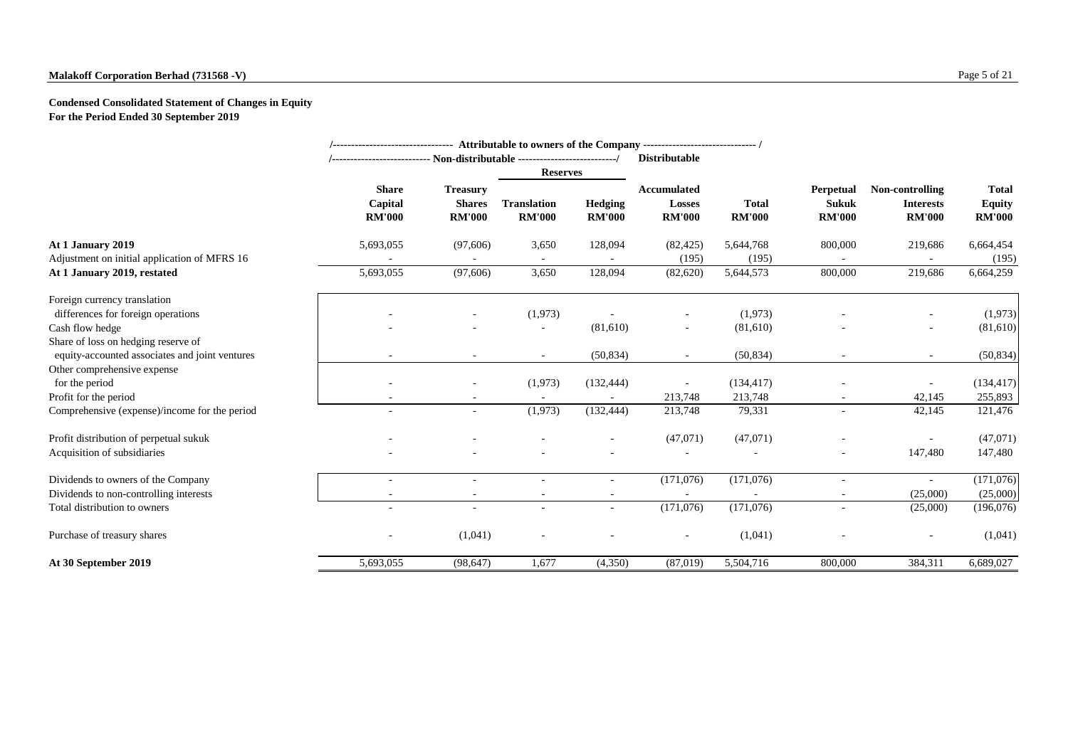**Malakoff Corporation Berhad (731568 -V)**

**Condensed Consolidated Statement of Changes in Equity**
**For the Period Ended 30 September 2019**

| | Attributable to owners of the Company | | | | | | | | |
|---|---|---|---|---|---|---|---|---|---|
| | Non-distributable | | | | Distributable | | | | |
| | | | Reserves | | | | | | |
| | Share Capital RM'000 | Treasury Shares RM'000 | Translation RM'000 | Hedging RM'000 | Accumulated Losses RM'000 | Total RM'000 | Perpetual Sukuk RM'000 | Non-controlling Interests RM'000 | Total Equity RM'000 |
| **At 1 January 2019** | 5,693,055 | (97,606) | 3,650 | 128,094 | (82,425) | 5,644,768 | 800,000 | 219,686 | 6,664,454 |
| Adjustment on initial application of MFRS 16 | - | - | - | - | (195) | (195) | - | - | (195) |
| **At 1 January 2019, restated** | 5,693,055 | (97,606) | 3,650 | 128,094 | (82,620) | 5,644,573 | 800,000 | 219,686 | 6,664,259 |
| Foreign currency translation differences for foreign operations | - | - | (1,973) | - | - | (1,973) | - | - | (1,973) |
| Cash flow hedge | - | - | - | (81,610) | - | (81,610) | - | - | (81,610) |
| Share of loss on hedging reserve of equity-accounted associates and joint ventures | - | - | - | (50,834) | - | (50,834) | - | - | (50,834) |
| Other comprehensive expense for the period | - | - | (1,973) | (132,444) | - | (134,417) | - | - | (134,417) |
| Profit for the period | - | - | - | - | 213,748 | 213,748 | - | 42,145 | 255,893 |
| Comprehensive (expense)/income for the period | - | - | (1,973) | (132,444) | 213,748 | 79,331 | - | 42,145 | 121,476 |
| Profit distribution of perpetual sukuk | - | - | - | - | (47,071) | (47,071) | - | - | (47,071) |
| Acquisition of subsidiaries | - | - | - | - | - | - | - | 147,480 | 147,480 |
| Dividends to owners of the Company | - | - | - | - | (171,076) | (171,076) | - | - | (171,076) |
| Dividends to non-controlling interests | - | - | - | - | - | - | - | (25,000) | (25,000) |
| Total distribution to owners | - | - | - | - | (171,076) | (171,076) | - | (25,000) | (196,076) |
| Purchase of treasury shares | - | (1,041) | - | - | - | (1,041) | - | - | (1,041) |
| **At 30 September 2019** | 5,693,055 | (98,647) | 1,677 | (4,350) | (87,019) | 5,504,716 | 800,000 | 384,311 | 6,689,027 |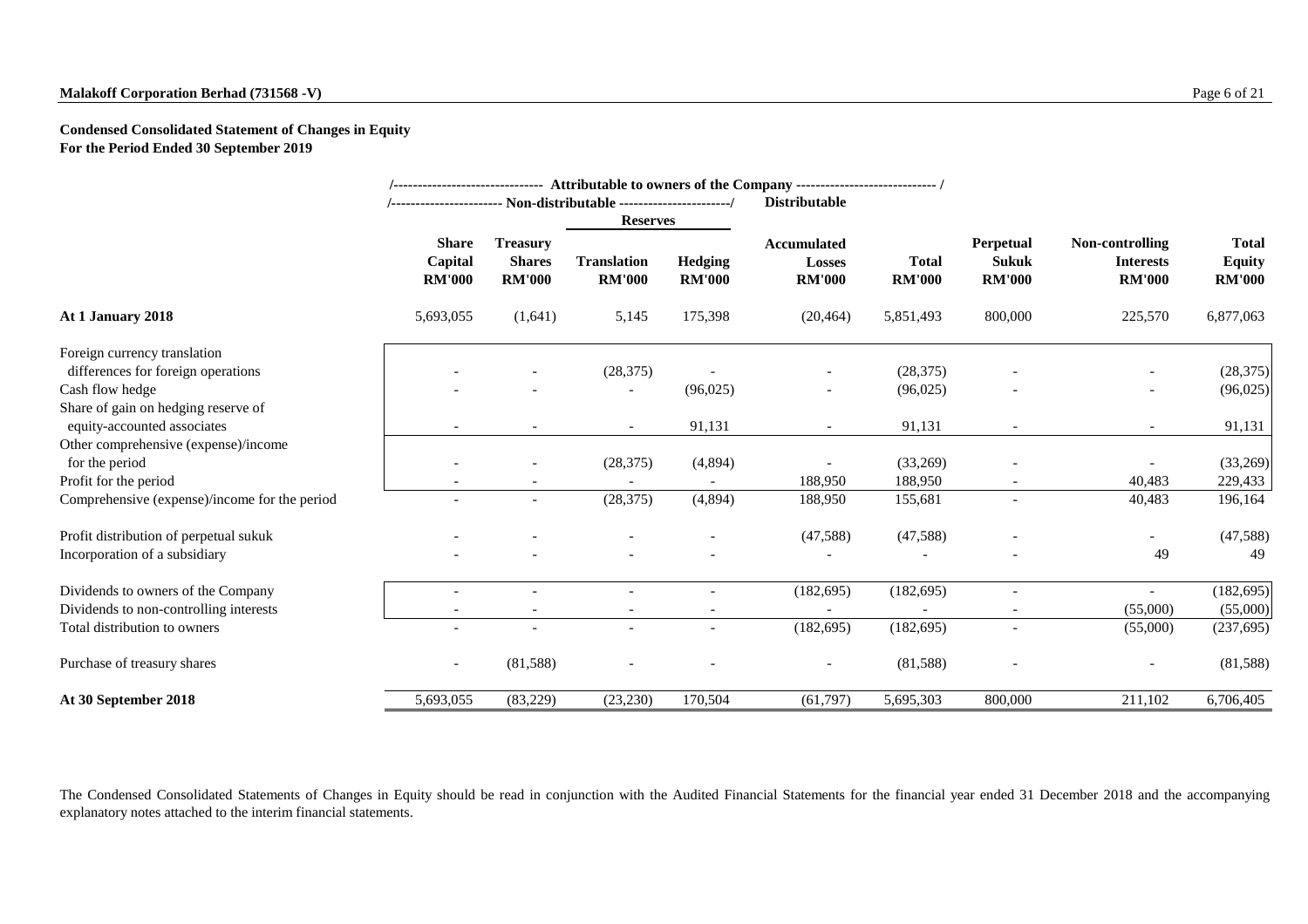**Malakoff Corporation Berhad (731568 -V)**

**Condensed Consolidated Statement of Changes in Equity**
**For the Period Ended 30 September 2019**

| | Attributable to owners of the Company | | | | | | | | |
|---|---|---|---|---|---|---|---|---|---|
| | Non-distributable | | | | Distributable | | | | |
| | | | Reserves | | | | | | |
| | Share Capital RM'000 | Treasury Shares RM'000 | Translation RM'000 | Hedging RM'000 | Accumulated Losses RM'000 | Total RM'000 | Perpetual Sukuk RM'000 | Non-controlling Interests RM'000 | Total Equity RM'000 |
| **At 1 January 2018** | 5,693,055 | (1,641) | 5,145 | 175,398 | (20,464) | 5,851,493 | 800,000 | 225,570 | 6,877,063 |
| Foreign currency translation differences for foreign operations | - | - | (28,375) | - | - | (28,375) | - | - | (28,375) |
| Cash flow hedge | - | - | - | (96,025) | - | (96,025) | - | - | (96,025) |
| Share of gain on hedging reserve of equity-accounted associates | - | - | - | 91,131 | - | 91,131 | - | - | 91,131 |
| Other comprehensive (expense)/income for the period | - | - | (28,375) | (4,894) | - | (33,269) | - | - | (33,269) |
| Profit for the period | - | - | - | - | 188,950 | 188,950 | - | 40,483 | 229,433 |
| Comprehensive (expense)/income for the period | - | - | (28,375) | (4,894) | 188,950 | 155,681 | - | 40,483 | 196,164 |
| Profit distribution of perpetual sukuk | - | - | - | - | (47,588) | (47,588) | - | - | (47,588) |
| Incorporation of a subsidiary | - | - | - | - | - | - | - | 49 | 49 |
| Dividends to owners of the Company | - | - | - | - | (182,695) | (182,695) | - | - | (182,695) |
| Dividends to non-controlling interests | - | - | - | - | - | - | - | (55,000) | (55,000) |
| Total distribution to owners | - | - | - | - | (182,695) | (182,695) | - | (55,000) | (237,695) |
| Purchase of treasury shares | - | (81,588) | - | - | - | (81,588) | - | - | (81,588) |
| **At 30 September 2018** | 5,693,055 | (83,229) | (23,230) | 170,504 | (61,797) | 5,695,303 | 800,000 | 211,102 | 6,706,405 |

The Condensed Consolidated Statements of Changes in Equity should be read in conjunction with the Audited Financial Statements for the financial year ended 31 December 2018 and the accompanying explanatory notes attached to the interim financial statements.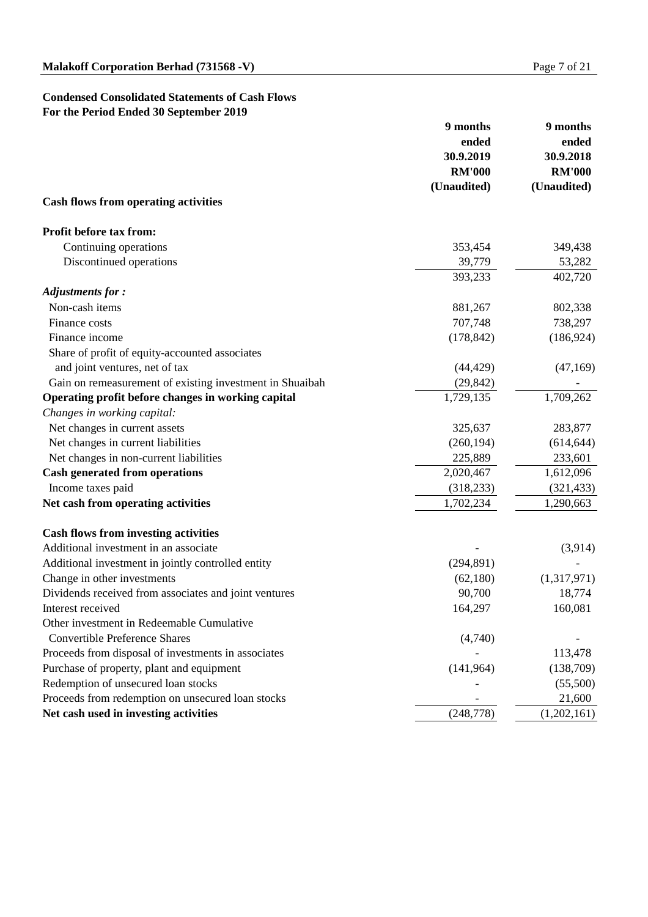## Condensed Consolidated Statements of Cash Flows
## For the Period Ended 30 September 2019

| | 9 months ended 30.9.2019 RM'000 (Unaudited) | 9 months ended 30.9.2018 RM'000 (Unaudited) |
|---|---|---|
| **Cash flows from operating activities** | | |
| **Profit before tax from:** | | |
| Continuing operations | 353,454 | 349,438 |
| Discontinued operations | 39,779 | 53,282 |
| | 393,233 | 402,720 |
| ***Adjustments for :*** | | |
| Non-cash items | 881,267 | 802,338 |
| Finance costs | 707,748 | 738,297 |
| Finance income | (178,842) | (186,924) |
| Share of profit of equity-accounted associates and joint ventures, net of tax | (44,429) | (47,169) |
| Gain on remeasurement of existing investment in Shuaibah | (29,842) | - |
| **Operating profit before changes in working capital** | 1,729,135 | 1,709,262 |
| *Changes in working capital:* | | |
| Net changes in current assets | 325,637 | 283,877 |
| Net changes in current liabilities | (260,194) | (614,644) |
| Net changes in non-current liabilities | 225,889 | 233,601 |
| **Cash generated from operations** | 2,020,467 | 1,612,096 |
| Income taxes paid | (318,233) | (321,433) |
| **Net cash from operating activities** | 1,702,234 | 1,290,663 |
| | | |
| **Cash flows from investing activities** | | |
| Additional investment in an associate | - | (3,914) |
| Additional investment in jointly controlled entity | (294,891) | - |
| Change in other investments | (62,180) | (1,317,971) |
| Dividends received from associates and joint ventures | 90,700 | 18,774 |
| Interest received | 164,297 | 160,081 |
| Other investment in Redeemable Cumulative Convertible Preference Shares | (4,740) | - |
| Proceeds from disposal of investments in associates | - | 113,478 |
| Purchase of property, plant and equipment | (141,964) | (138,709) |
| Redemption of unsecured loan stocks | - | (55,500) |
| Proceeds from redemption on unsecured loan stocks | - | 21,600 |
| **Net cash used in investing activities** | (248,778) | (1,202,161) |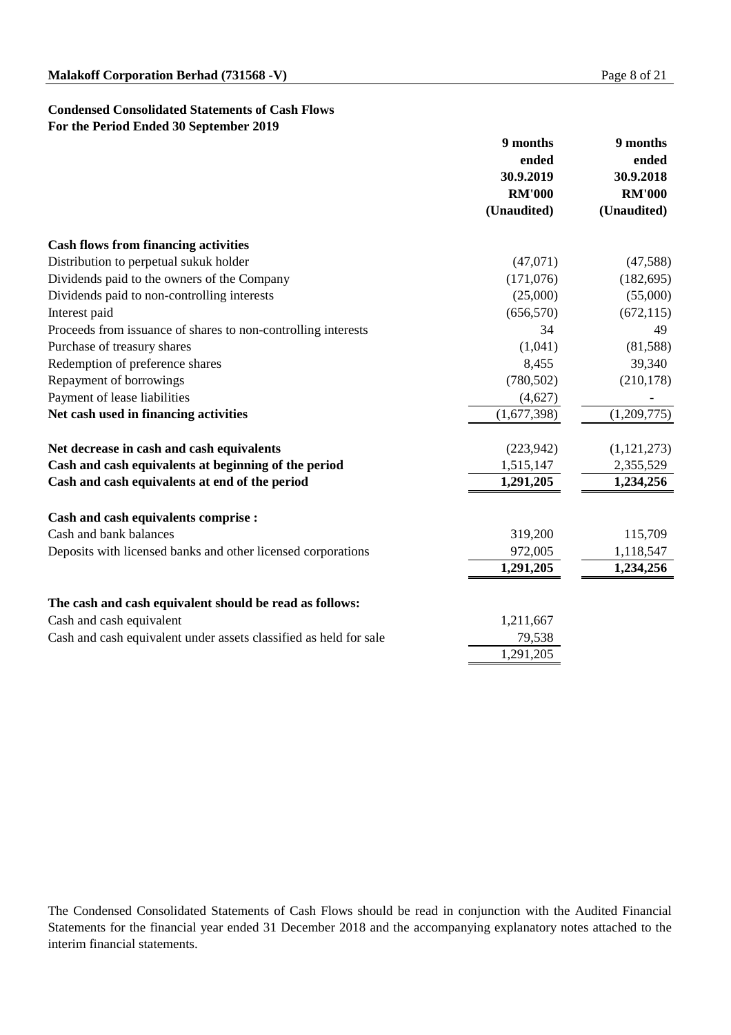**Condensed Consolidated Statements of Cash Flows**
**For the Period Ended 30 September 2019**

| | 9 months ended 30.9.2019 RM'000 (Unaudited) | 9 months ended 30.9.2018 RM'000 (Unaudited) |
|---|---|---|
| **Cash flows from financing activities** | | |
| Distribution to perpetual sukuk holder | (47,071) | (47,588) |
| Dividends paid to the owners of the Company | (171,076) | (182,695) |
| Dividends paid to non-controlling interests | (25,000) | (55,000) |
| Interest paid | (656,570) | (672,115) |
| Proceeds from issuance of shares to non-controlling interests | 34 | 49 |
| Purchase of treasury shares | (1,041) | (81,588) |
| Redemption of preference shares | 8,455 | 39,340 |
| Repayment of borrowings | (780,502) | (210,178) |
| Payment of lease liabilities | (4,627) | - |
| **Net cash used in financing activities** | (1,677,398) | (1,209,775) |
| | | |
| **Net decrease in cash and cash equivalents** | (223,942) | (1,121,273) |
| **Cash and cash equivalents at beginning of the period** | 1,515,147 | 2,355,529 |
| **Cash and cash equivalents at end of the period** | **1,291,205** | **1,234,256** |
| | | |
| **Cash and cash equivalents comprise :** | | |
| Cash and bank balances | 319,200 | 115,709 |
| Deposits with licensed banks and other licensed corporations | 972,005 | 1,118,547 |
| | **1,291,205** | **1,234,256** |
| | | |
| **The cash and cash equivalent should be read as follows:** | | |
| Cash and cash equivalent | 1,211,667 | |
| Cash and cash equivalent under assets classified as held for sale | 79,538 | |
| | 1,291,205 | |

The Condensed Consolidated Statements of Cash Flows should be read in conjunction with the Audited Financial Statements for the financial year ended 31 December 2018 and the accompanying explanatory notes attached to the interim financial statements.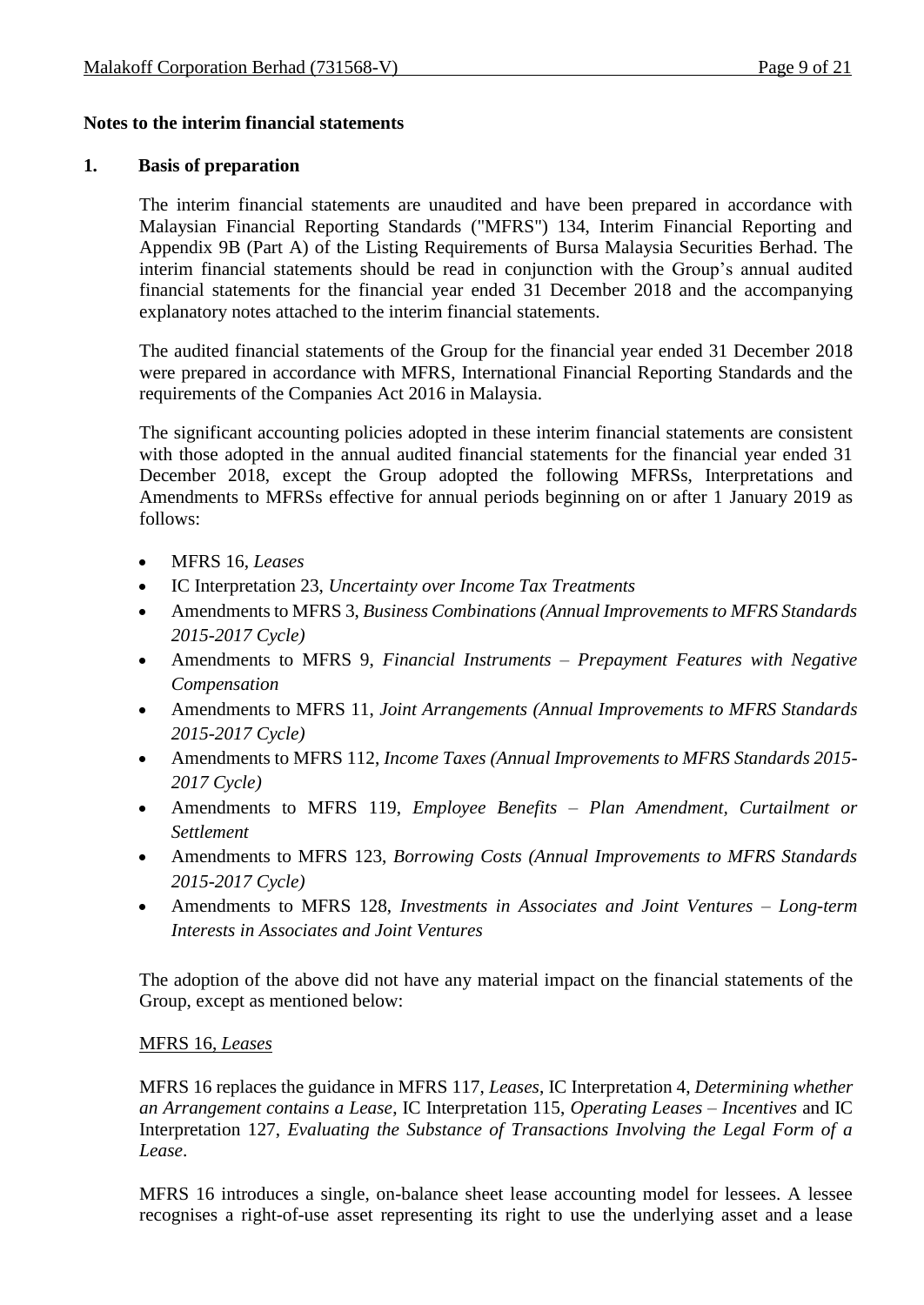**Notes to the interim financial statements**

**1. Basis of preparation**

The interim financial statements are unaudited and have been prepared in accordance with Malaysian Financial Reporting Standards ("MFRS") 134, Interim Financial Reporting and Appendix 9B (Part A) of the Listing Requirements of Bursa Malaysia Securities Berhad. The interim financial statements should be read in conjunction with the Group's annual audited financial statements for the financial year ended 31 December 2018 and the accompanying explanatory notes attached to the interim financial statements.

The audited financial statements of the Group for the financial year ended 31 December 2018 were prepared in accordance with MFRS, International Financial Reporting Standards and the requirements of the Companies Act 2016 in Malaysia.

The significant accounting policies adopted in these interim financial statements are consistent with those adopted in the annual audited financial statements for the financial year ended 31 December 2018, except the Group adopted the following MFRSs, Interpretations and Amendments to MFRSs effective for annual periods beginning on or after 1 January 2019 as follows:

- MFRS 16, *Leases*
- IC Interpretation 23, *Uncertainty over Income Tax Treatments*
- Amendments to MFRS 3, *Business Combinations (Annual Improvements to MFRS Standards 2015-2017 Cycle)*
- Amendments to MFRS 9, *Financial Instruments – Prepayment Features with Negative Compensation*
- Amendments to MFRS 11, *Joint Arrangements (Annual Improvements to MFRS Standards 2015-2017 Cycle)*
- Amendments to MFRS 112, *Income Taxes (Annual Improvements to MFRS Standards 2015-2017 Cycle)*
- Amendments to MFRS 119, *Employee Benefits – Plan Amendment, Curtailment or Settlement*
- Amendments to MFRS 123, *Borrowing Costs (Annual Improvements to MFRS Standards 2015-2017 Cycle)*
- Amendments to MFRS 128, *Investments in Associates and Joint Ventures – Long-term Interests in Associates and Joint Ventures*

The adoption of the above did not have any material impact on the financial statements of the Group, except as mentioned below:

MFRS 16, *Leases*

MFRS 16 replaces the guidance in MFRS 117, *Leases*, IC Interpretation 4, *Determining whether an Arrangement contains a Lease*, IC Interpretation 115, *Operating Leases – Incentives* and IC Interpretation 127, *Evaluating the Substance of Transactions Involving the Legal Form of a Lease*.

MFRS 16 introduces a single, on-balance sheet lease accounting model for lessees. A lessee recognises a right-of-use asset representing its right to use the underlying asset and a lease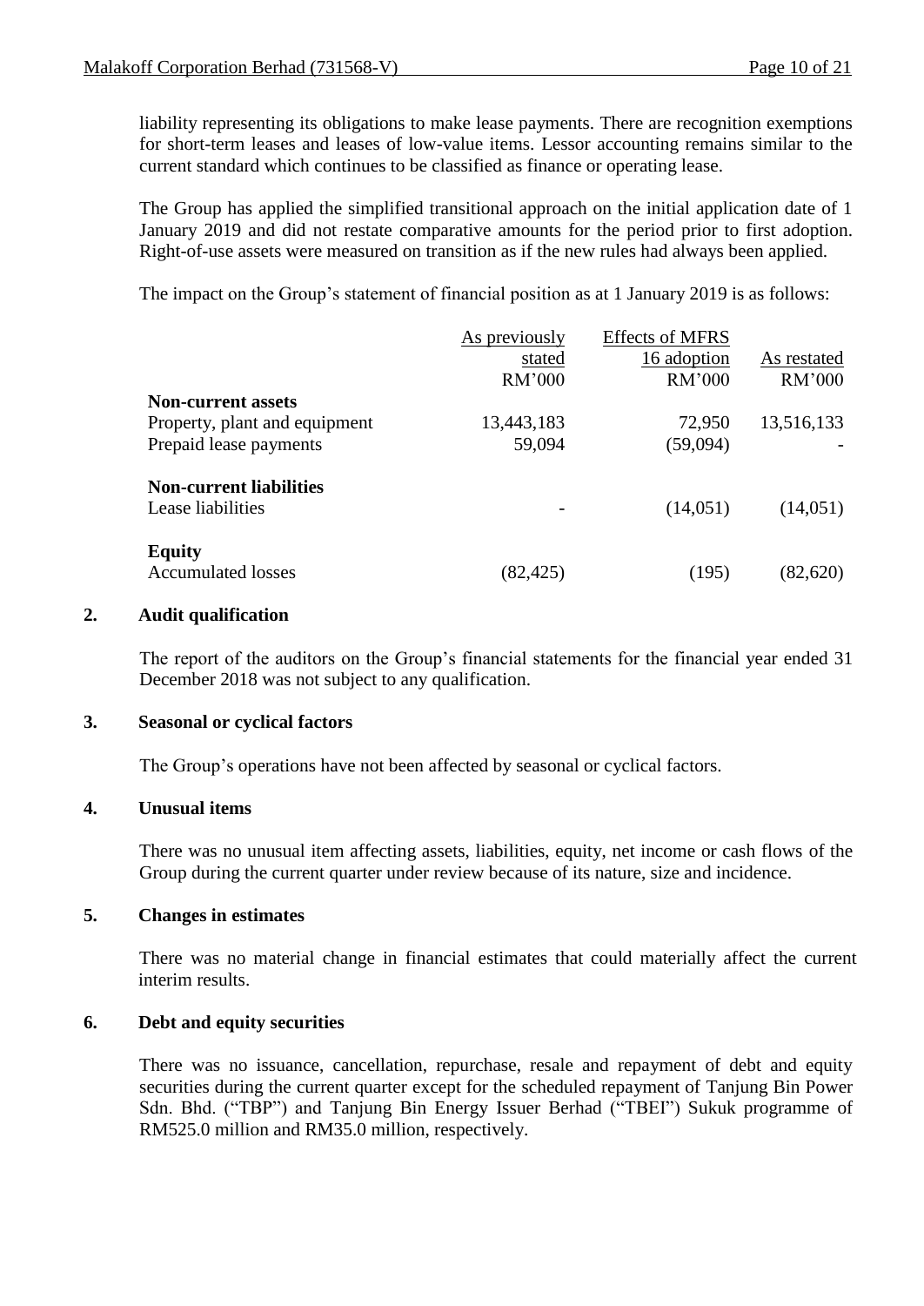liability representing its obligations to make lease payments. There are recognition exemptions for short-term leases and leases of low-value items. Lessor accounting remains similar to the current standard which continues to be classified as finance or operating lease.

The Group has applied the simplified transitional approach on the initial application date of 1 January 2019 and did not restate comparative amounts for the period prior to first adoption. Right-of-use assets were measured on transition as if the new rules had always been applied.

The impact on the Group's statement of financial position as at 1 January 2019 is as follows:

| | As previously stated RM'000 | Effects of MFRS 16 adoption RM'000 | As restated RM'000 |
|---|---|---|---|
| **Non-current assets** | | | |
| Property, plant and equipment | 13,443,183 | 72,950 | 13,516,133 |
| Prepaid lease payments | 59,094 | (59,094) | - |
| **Non-current liabilities** | | | |
| Lease liabilities | - | (14,051) | (14,051) |
| **Equity** | | | |
| Accumulated losses | (82,425) | (195) | (82,620) |

## 2. Audit qualification

The report of the auditors on the Group's financial statements for the financial year ended 31 December 2018 was not subject to any qualification.

## 3. Seasonal or cyclical factors

The Group's operations have not been affected by seasonal or cyclical factors.

## 4. Unusual items

There was no unusual item affecting assets, liabilities, equity, net income or cash flows of the Group during the current quarter under review because of its nature, size and incidence.

## 5. Changes in estimates

There was no material change in financial estimates that could materially affect the current interim results.

## 6. Debt and equity securities

There was no issuance, cancellation, repurchase, resale and repayment of debt and equity securities during the current quarter except for the scheduled repayment of Tanjung Bin Power Sdn. Bhd. ("TBP") and Tanjung Bin Energy Issuer Berhad ("TBEI") Sukuk programme of RM525.0 million and RM35.0 million, respectively.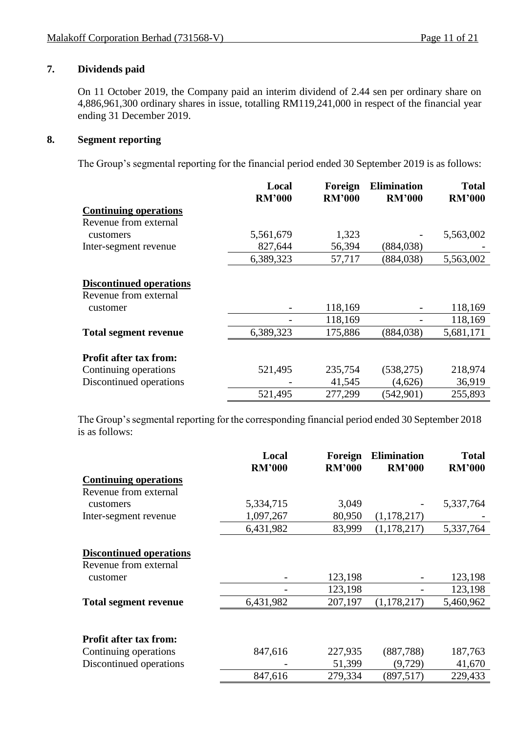## 7. Dividends paid

On 11 October 2019, the Company paid an interim dividend of 2.44 sen per ordinary share on 4,886,961,300 ordinary shares in issue, totalling RM119,241,000 in respect of the financial year ending 31 December 2019.

## 8. Segment reporting

The Group's segmental reporting for the financial period ended 30 September 2019 is as follows:

| | Local RM'000 | Foreign RM'000 | Elimination RM'000 | Total RM'000 |
|---|---|---|---|---|
| **Continuing operations** | | | | |
| Revenue from external customers | 5,561,679 | 1,323 | - | 5,563,002 |
| Inter-segment revenue | 827,644 | 56,394 | (884,038) | - |
| | 6,389,323 | 57,717 | (884,038) | 5,563,002 |
| **Discontinued operations** | | | | |
| Revenue from external customer | - | 118,169 | - | 118,169 |
| | - | 118,169 | - | 118,169 |
| **Total segment revenue** | 6,389,323 | 175,886 | (884,038) | 5,681,171 |
| **Profit after tax from:** | | | | |
| Continuing operations | 521,495 | 235,754 | (538,275) | 218,974 |
| Discontinued operations | - | 41,545 | (4,626) | 36,919 |
| | 521,495 | 277,299 | (542,901) | 255,893 |

The Group's segmental reporting for the corresponding financial period ended 30 September 2018 is as follows:

| | Local RM'000 | Foreign RM'000 | Elimination RM'000 | Total RM'000 |
|---|---|---|---|---|
| **Continuing operations** | | | | |
| Revenue from external customers | 5,334,715 | 3,049 | - | 5,337,764 |
| Inter-segment revenue | 1,097,267 | 80,950 | (1,178,217) | - |
| | 6,431,982 | 83,999 | (1,178,217) | 5,337,764 |
| **Discontinued operations** | | | | |
| Revenue from external customer | - | 123,198 | - | 123,198 |
| | - | 123,198 | - | 123,198 |
| **Total segment revenue** | 6,431,982 | 207,197 | (1,178,217) | 5,460,962 |
| **Profit after tax from:** | | | | |
| Continuing operations | 847,616 | 227,935 | (887,788) | 187,763 |
| Discontinued operations | - | 51,399 | (9,729) | 41,670 |
| | 847,616 | 279,334 | (897,517) | 229,433 |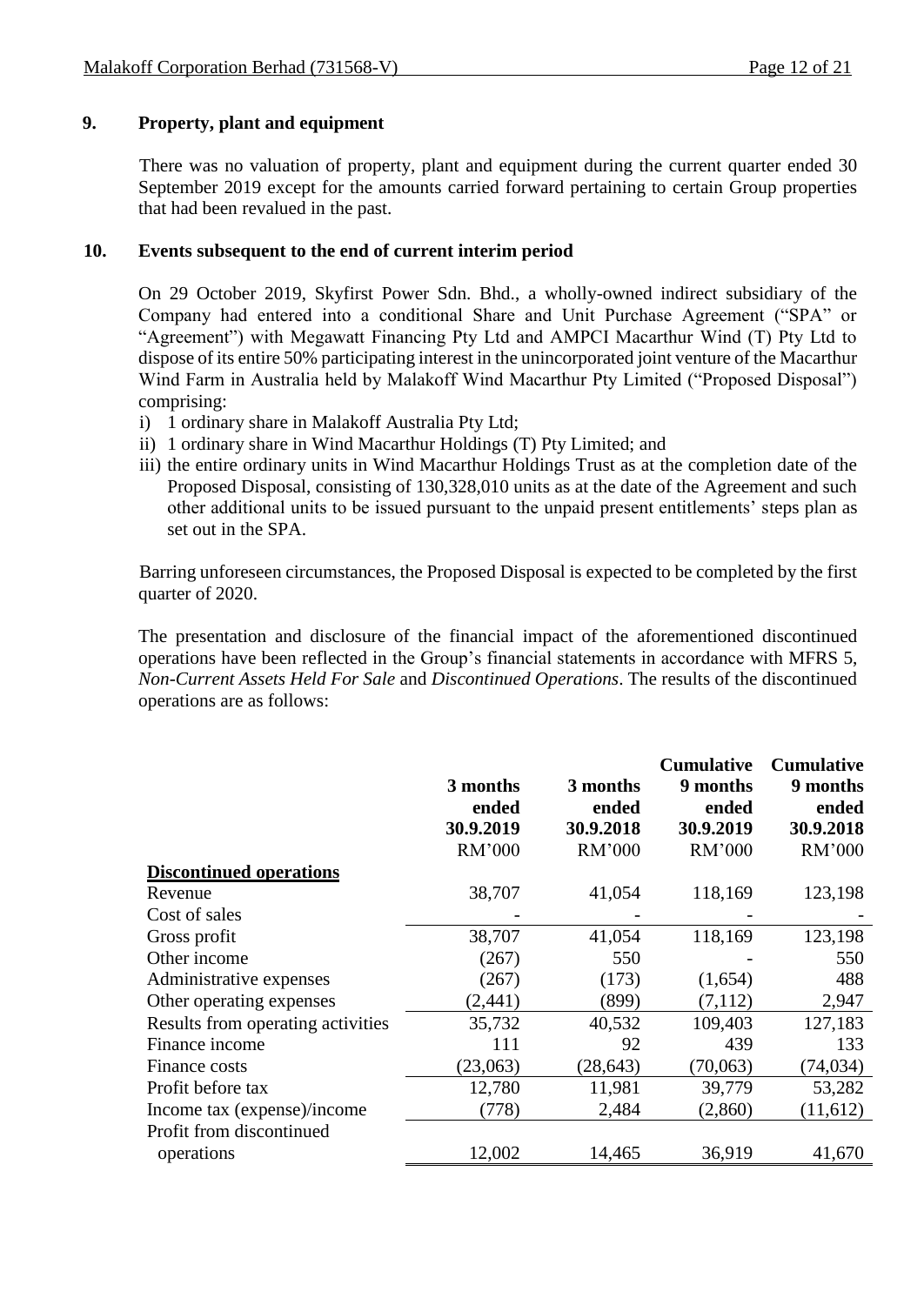## 9. Property, plant and equipment

There was no valuation of property, plant and equipment during the current quarter ended 30 September 2019 except for the amounts carried forward pertaining to certain Group properties that had been revalued in the past.

## 10. Events subsequent to the end of current interim period

On 29 October 2019, Skyfirst Power Sdn. Bhd., a wholly-owned indirect subsidiary of the Company had entered into a conditional Share and Unit Purchase Agreement ("SPA" or "Agreement") with Megawatt Financing Pty Ltd and AMPCI Macarthur Wind (T) Pty Ltd to dispose of its entire 50% participating interest in the unincorporated joint venture of the Macarthur Wind Farm in Australia held by Malakoff Wind Macarthur Pty Limited ("Proposed Disposal") comprising:

i) 1 ordinary share in Malakoff Australia Pty Ltd;
ii) 1 ordinary share in Wind Macarthur Holdings (T) Pty Limited; and
iii) the entire ordinary units in Wind Macarthur Holdings Trust as at the completion date of the Proposed Disposal, consisting of 130,328,010 units as at the date of the Agreement and such other additional units to be issued pursuant to the unpaid present entitlements' steps plan as set out in the SPA.

Barring unforeseen circumstances, the Proposed Disposal is expected to be completed by the first quarter of 2020.

The presentation and disclosure of the financial impact of the aforementioned discontinued operations have been reflected in the Group's financial statements in accordance with MFRS 5, *Non-Current Assets Held For Sale* and *Discontinued Operations*. The results of the discontinued operations are as follows:

| | 3 months ended 30.9.2019 | 3 months ended 30.9.2018 | Cumulative 9 months ended 30.9.2019 | Cumulative 9 months ended 30.9.2018 |
|---|---|---|---|---|
| | RM'000 | RM'000 | RM'000 | RM'000 |
| **Discontinued operations** | | | | |
| Revenue | 38,707 | 41,054 | 118,169 | 123,198 |
| Cost of sales | - | - | - | - |
| Gross profit | 38,707 | 41,054 | 118,169 | 123,198 |
| Other income | (267) | 550 | - | 550 |
| Administrative expenses | (267) | (173) | (1,654) | 488 |
| Other operating expenses | (2,441) | (899) | (7,112) | 2,947 |
| Results from operating activities | 35,732 | 40,532 | 109,403 | 127,183 |
| Finance income | 111 | 92 | 439 | 133 |
| Finance costs | (23,063) | (28,643) | (70,063) | (74,034) |
| Profit before tax | 12,780 | 11,981 | 39,779 | 53,282 |
| Income tax (expense)/income | (778) | 2,484 | (2,860) | (11,612) |
| Profit from discontinued operations | 12,002 | 14,465 | 36,919 | 41,670 |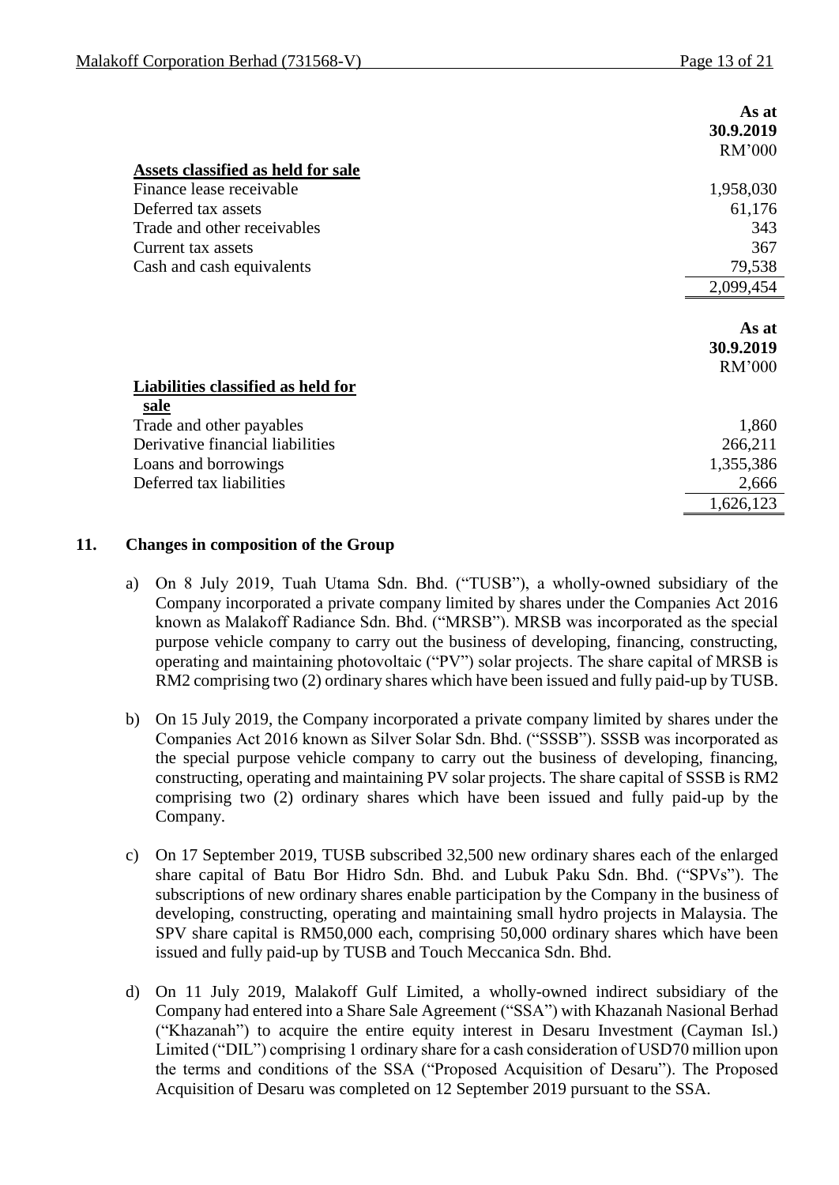| | As at 30.9.2019 RM'000 |
|---|---|
| **Assets classified as held for sale** | |
| Finance lease receivable | 1,958,030 |
| Deferred tax assets | 61,176 |
| Trade and other receivables | 343 |
| Current tax assets | 367 |
| Cash and cash equivalents | 79,538 |
| | 2,099,454 |

| | As at 30.9.2019 RM'000 |
|---|---|
| **Liabilities classified as held for sale** | |
| Trade and other payables | 1,860 |
| Derivative financial liabilities | 266,211 |
| Loans and borrowings | 1,355,386 |
| Deferred tax liabilities | 2,666 |
| | 1,626,123 |

## 11. Changes in composition of the Group

a) On 8 July 2019, Tuah Utama Sdn. Bhd. ("TUSB"), a wholly-owned subsidiary of the Company incorporated a private company limited by shares under the Companies Act 2016 known as Malakoff Radiance Sdn. Bhd. ("MRSB"). MRSB was incorporated as the special purpose vehicle company to carry out the business of developing, financing, constructing, operating and maintaining photovoltaic ("PV") solar projects. The share capital of MRSB is RM2 comprising two (2) ordinary shares which have been issued and fully paid-up by TUSB.

b) On 15 July 2019, the Company incorporated a private company limited by shares under the Companies Act 2016 known as Silver Solar Sdn. Bhd. ("SSSB"). SSSB was incorporated as the special purpose vehicle company to carry out the business of developing, financing, constructing, operating and maintaining PV solar projects. The share capital of SSSB is RM2 comprising two (2) ordinary shares which have been issued and fully paid-up by the Company.

c) On 17 September 2019, TUSB subscribed 32,500 new ordinary shares each of the enlarged share capital of Batu Bor Hidro Sdn. Bhd. and Lubuk Paku Sdn. Bhd. ("SPVs"). The subscriptions of new ordinary shares enable participation by the Company in the business of developing, constructing, operating and maintaining small hydro projects in Malaysia. The SPV share capital is RM50,000 each, comprising 50,000 ordinary shares which have been issued and fully paid-up by TUSB and Touch Meccanica Sdn. Bhd.

d) On 11 July 2019, Malakoff Gulf Limited, a wholly-owned indirect subsidiary of the Company had entered into a Share Sale Agreement ("SSA") with Khazanah Nasional Berhad ("Khazanah") to acquire the entire equity interest in Desaru Investment (Cayman Isl.) Limited ("DIL") comprising 1 ordinary share for a cash consideration of USD70 million upon the terms and conditions of the SSA ("Proposed Acquisition of Desaru"). The Proposed Acquisition of Desaru was completed on 12 September 2019 pursuant to the SSA.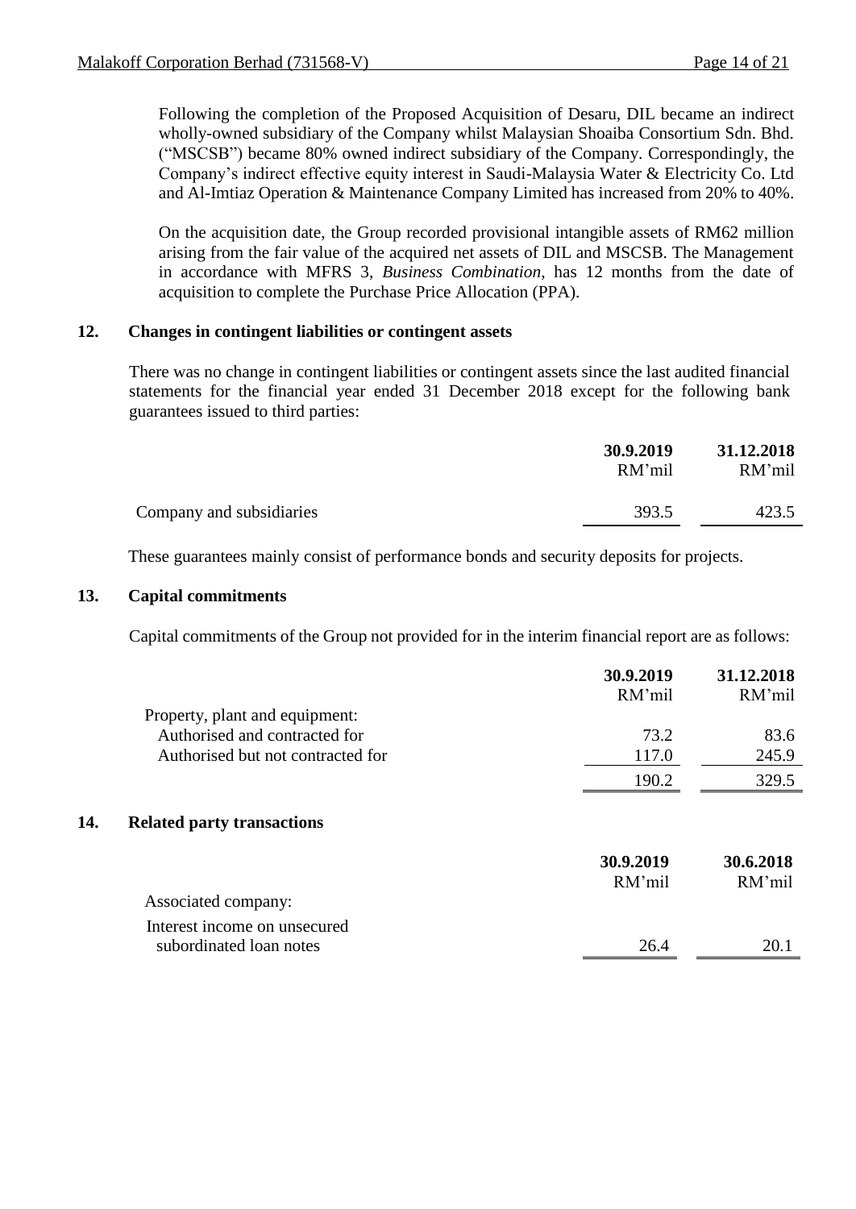Following the completion of the Proposed Acquisition of Desaru, DIL became an indirect wholly-owned subsidiary of the Company whilst Malaysian Shoaiba Consortium Sdn. Bhd. ("MSCSB") became 80% owned indirect subsidiary of the Company. Correspondingly, the Company's indirect effective equity interest in Saudi-Malaysia Water & Electricity Co. Ltd and Al-Imtiaz Operation & Maintenance Company Limited has increased from 20% to 40%.

On the acquisition date, the Group recorded provisional intangible assets of RM62 million arising from the fair value of the acquired net assets of DIL and MSCSB. The Management in accordance with MFRS 3, *Business Combination*, has 12 months from the date of acquisition to complete the Purchase Price Allocation (PPA).

## 12. Changes in contingent liabilities or contingent assets

There was no change in contingent liabilities or contingent assets since the last audited financial statements for the financial year ended 31 December 2018 except for the following bank guarantees issued to third parties:

| | **30.9.2019** | **31.12.2018** |
|---|---|---|
| | RM'mil | RM'mil |
| Company and subsidiaries | 393.5 | 423.5 |

These guarantees mainly consist of performance bonds and security deposits for projects.

## 13. Capital commitments

Capital commitments of the Group not provided for in the interim financial report are as follows:

| | **30.9.2019** | **31.12.2018** |
|---|---|---|
| | RM'mil | RM'mil |
| Property, plant and equipment: | | |
| Authorised and contracted for | 73.2 | 83.6 |
| Authorised but not contracted for | 117.0 | 245.9 |
| | 190.2 | 329.5 |

## 14. Related party transactions

| | **30.9.2019** | **30.6.2018** |
|---|---|---|
| | RM'mil | RM'mil |
| Associated company: | | |
| Interest income on unsecured subordinated loan notes | 26.4 | 20.1 |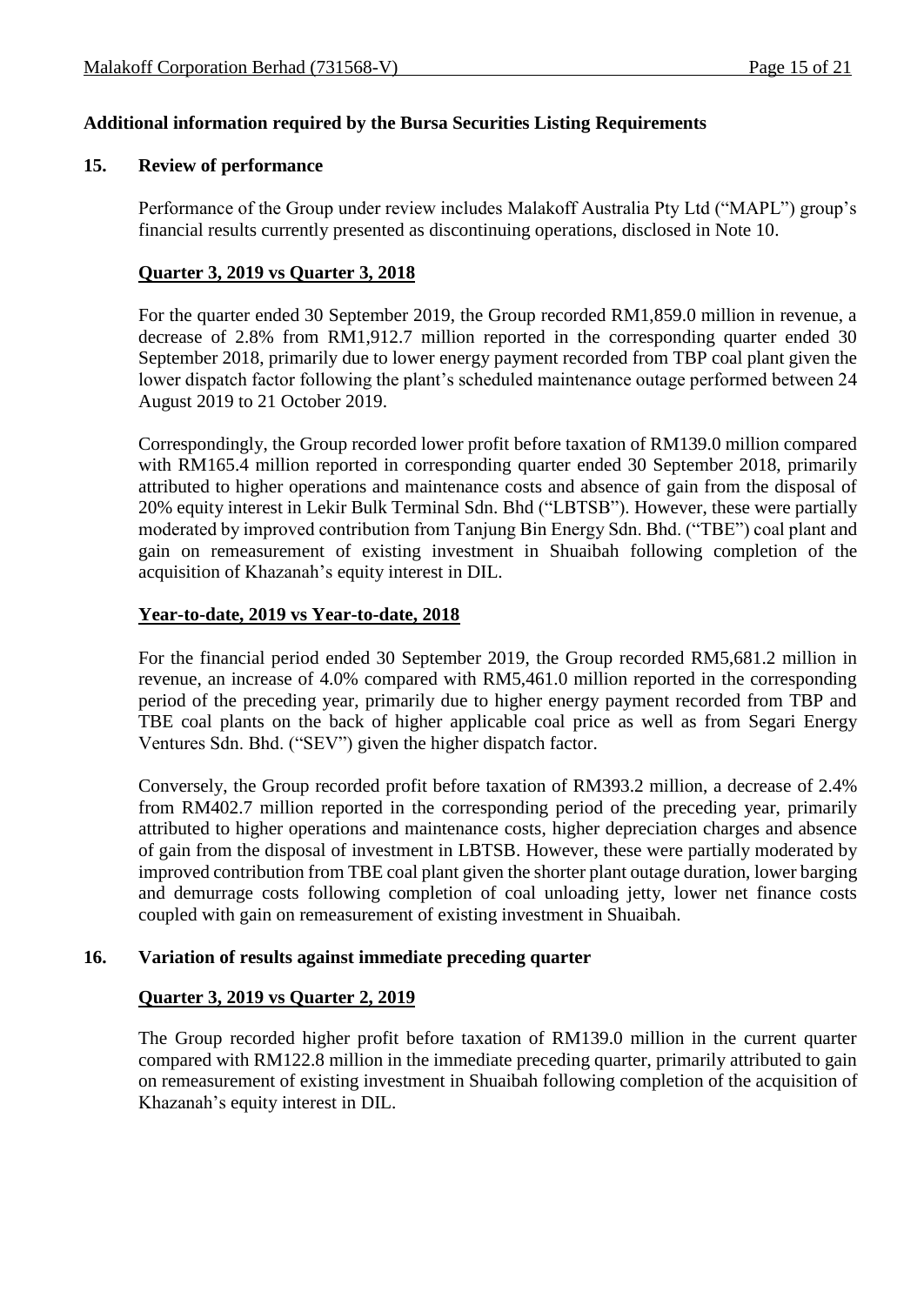**Additional information required by the Bursa Securities Listing Requirements**

## 15. Review of performance

Performance of the Group under review includes Malakoff Australia Pty Ltd ("MAPL") group's financial results currently presented as discontinuing operations, disclosed in Note 10.

**Quarter 3, 2019 vs Quarter 3, 2018**

For the quarter ended 30 September 2019, the Group recorded RM1,859.0 million in revenue, a decrease of 2.8% from RM1,912.7 million reported in the corresponding quarter ended 30 September 2018, primarily due to lower energy payment recorded from TBP coal plant given the lower dispatch factor following the plant's scheduled maintenance outage performed between 24 August 2019 to 21 October 2019.

Correspondingly, the Group recorded lower profit before taxation of RM139.0 million compared with RM165.4 million reported in corresponding quarter ended 30 September 2018, primarily attributed to higher operations and maintenance costs and absence of gain from the disposal of 20% equity interest in Lekir Bulk Terminal Sdn. Bhd ("LBTSB"). However, these were partially moderated by improved contribution from Tanjung Bin Energy Sdn. Bhd. ("TBE") coal plant and gain on remeasurement of existing investment in Shuaibah following completion of the acquisition of Khazanah's equity interest in DIL.

**Year-to-date, 2019 vs Year-to-date, 2018**

For the financial period ended 30 September 2019, the Group recorded RM5,681.2 million in revenue, an increase of 4.0% compared with RM5,461.0 million reported in the corresponding period of the preceding year, primarily due to higher energy payment recorded from TBP and TBE coal plants on the back of higher applicable coal price as well as from Segari Energy Ventures Sdn. Bhd. ("SEV") given the higher dispatch factor.

Conversely, the Group recorded profit before taxation of RM393.2 million, a decrease of 2.4% from RM402.7 million reported in the corresponding period of the preceding year, primarily attributed to higher operations and maintenance costs, higher depreciation charges and absence of gain from the disposal of investment in LBTSB. However, these were partially moderated by improved contribution from TBE coal plant given the shorter plant outage duration, lower barging and demurrage costs following completion of coal unloading jetty, lower net finance costs coupled with gain on remeasurement of existing investment in Shuaibah.

## 16. Variation of results against immediate preceding quarter

**Quarter 3, 2019 vs Quarter 2, 2019**

The Group recorded higher profit before taxation of RM139.0 million in the current quarter compared with RM122.8 million in the immediate preceding quarter, primarily attributed to gain on remeasurement of existing investment in Shuaibah following completion of the acquisition of Khazanah's equity interest in DIL.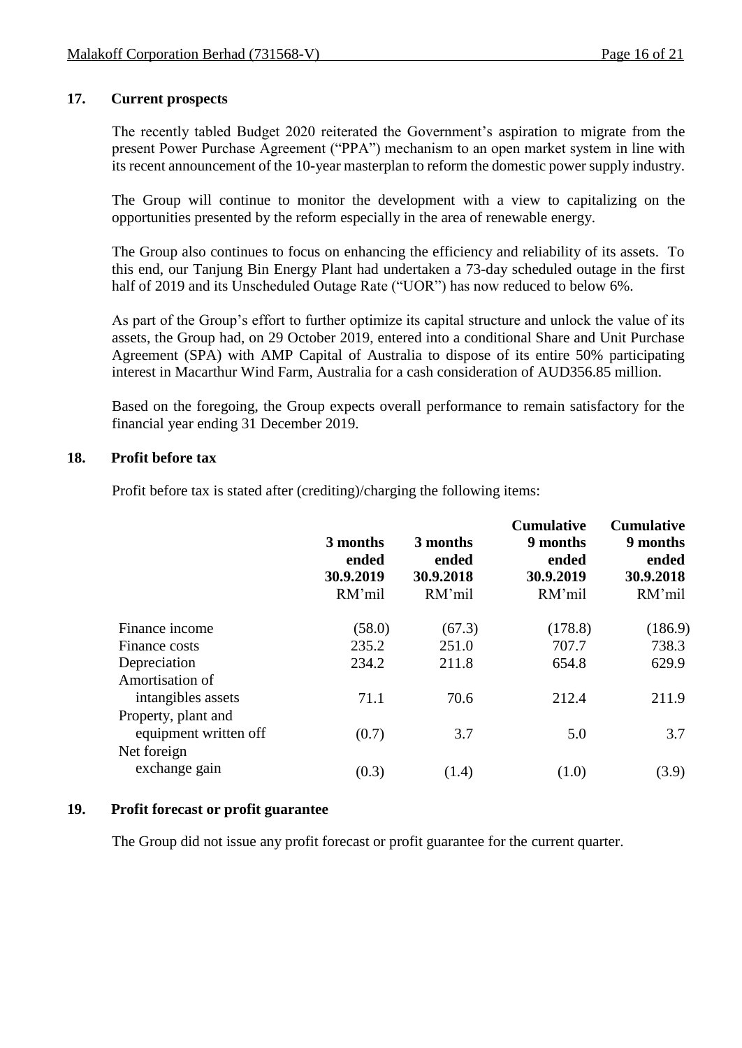## 17. Current prospects

The recently tabled Budget 2020 reiterated the Government's aspiration to migrate from the present Power Purchase Agreement ("PPA") mechanism to an open market system in line with its recent announcement of the 10-year masterplan to reform the domestic power supply industry.

The Group will continue to monitor the development with a view to capitalizing on the opportunities presented by the reform especially in the area of renewable energy.

The Group also continues to focus on enhancing the efficiency and reliability of its assets. To this end, our Tanjung Bin Energy Plant had undertaken a 73-day scheduled outage in the first half of 2019 and its Unscheduled Outage Rate ("UOR") has now reduced to below 6%.

As part of the Group's effort to further optimize its capital structure and unlock the value of its assets, the Group had, on 29 October 2019, entered into a conditional Share and Unit Purchase Agreement (SPA) with AMP Capital of Australia to dispose of its entire 50% participating interest in Macarthur Wind Farm, Australia for a cash consideration of AUD356.85 million.

Based on the foregoing, the Group expects overall performance to remain satisfactory for the financial year ending 31 December 2019.

## 18. Profit before tax

Profit before tax is stated after (crediting)/charging the following items:

| | 3 months ended 30.9.2019 RM'mil | 3 months ended 30.9.2018 RM'mil | Cumulative 9 months ended 30.9.2019 RM'mil | Cumulative 9 months ended 30.9.2018 RM'mil |
|---|---|---|---|---|
| Finance income | (58.0) | (67.3) | (178.8) | (186.9) |
| Finance costs | 235.2 | 251.0 | 707.7 | 738.3 |
| Depreciation | 234.2 | 211.8 | 654.8 | 629.9 |
| Amortisation of intangibles assets | 71.1 | 70.6 | 212.4 | 211.9 |
| Property, plant and equipment written off | (0.7) | 3.7 | 5.0 | 3.7 |
| Net foreign exchange gain | (0.3) | (1.4) | (1.0) | (3.9) |

## 19. Profit forecast or profit guarantee

The Group did not issue any profit forecast or profit guarantee for the current quarter.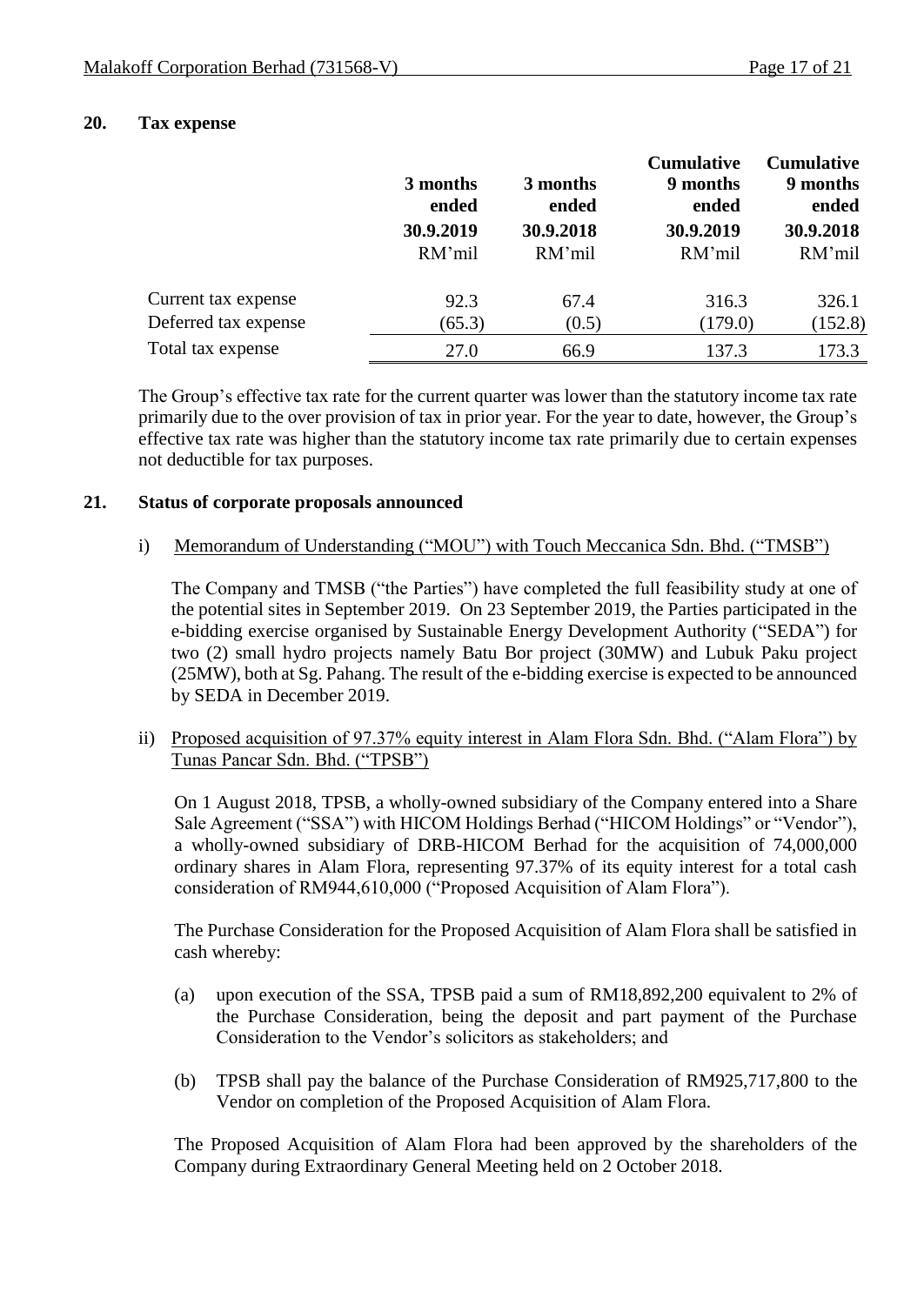## 20. Tax expense

| | 3 months ended 30.9.2019 RM'mil | 3 months ended 30.9.2018 RM'mil | Cumulative 9 months ended 30.9.2019 RM'mil | Cumulative 9 months ended 30.9.2018 RM'mil |
|---|---|---|---|---|
| Current tax expense | 92.3 | 67.4 | 316.3 | 326.1 |
| Deferred tax expense | (65.3) | (0.5) | (179.0) | (152.8) |
| Total tax expense | 27.0 | 66.9 | 137.3 | 173.3 |

The Group's effective tax rate for the current quarter was lower than the statutory income tax rate primarily due to the over provision of tax in prior year. For the year to date, however, the Group's effective tax rate was higher than the statutory income tax rate primarily due to certain expenses not deductible for tax purposes.

## 21. Status of corporate proposals announced

i) Memorandum of Understanding ("MOU") with Touch Meccanica Sdn. Bhd. ("TMSB")

The Company and TMSB ("the Parties") have completed the full feasibility study at one of the potential sites in September 2019. On 23 September 2019, the Parties participated in the e-bidding exercise organised by Sustainable Energy Development Authority ("SEDA") for two (2) small hydro projects namely Batu Bor project (30MW) and Lubuk Paku project (25MW), both at Sg. Pahang. The result of the e-bidding exercise is expected to be announced by SEDA in December 2019.

ii) Proposed acquisition of 97.37% equity interest in Alam Flora Sdn. Bhd. ("Alam Flora") by Tunas Pancar Sdn. Bhd. ("TPSB")

On 1 August 2018, TPSB, a wholly-owned subsidiary of the Company entered into a Share Sale Agreement ("SSA") with HICOM Holdings Berhad ("HICOM Holdings" or "Vendor"), a wholly-owned subsidiary of DRB-HICOM Berhad for the acquisition of 74,000,000 ordinary shares in Alam Flora, representing 97.37% of its equity interest for a total cash consideration of RM944,610,000 ("Proposed Acquisition of Alam Flora").

The Purchase Consideration for the Proposed Acquisition of Alam Flora shall be satisfied in cash whereby:

(a) upon execution of the SSA, TPSB paid a sum of RM18,892,200 equivalent to 2% of the Purchase Consideration, being the deposit and part payment of the Purchase Consideration to the Vendor's solicitors as stakeholders; and

(b) TPSB shall pay the balance of the Purchase Consideration of RM925,717,800 to the Vendor on completion of the Proposed Acquisition of Alam Flora.

The Proposed Acquisition of Alam Flora had been approved by the shareholders of the Company during Extraordinary General Meeting held on 2 October 2018.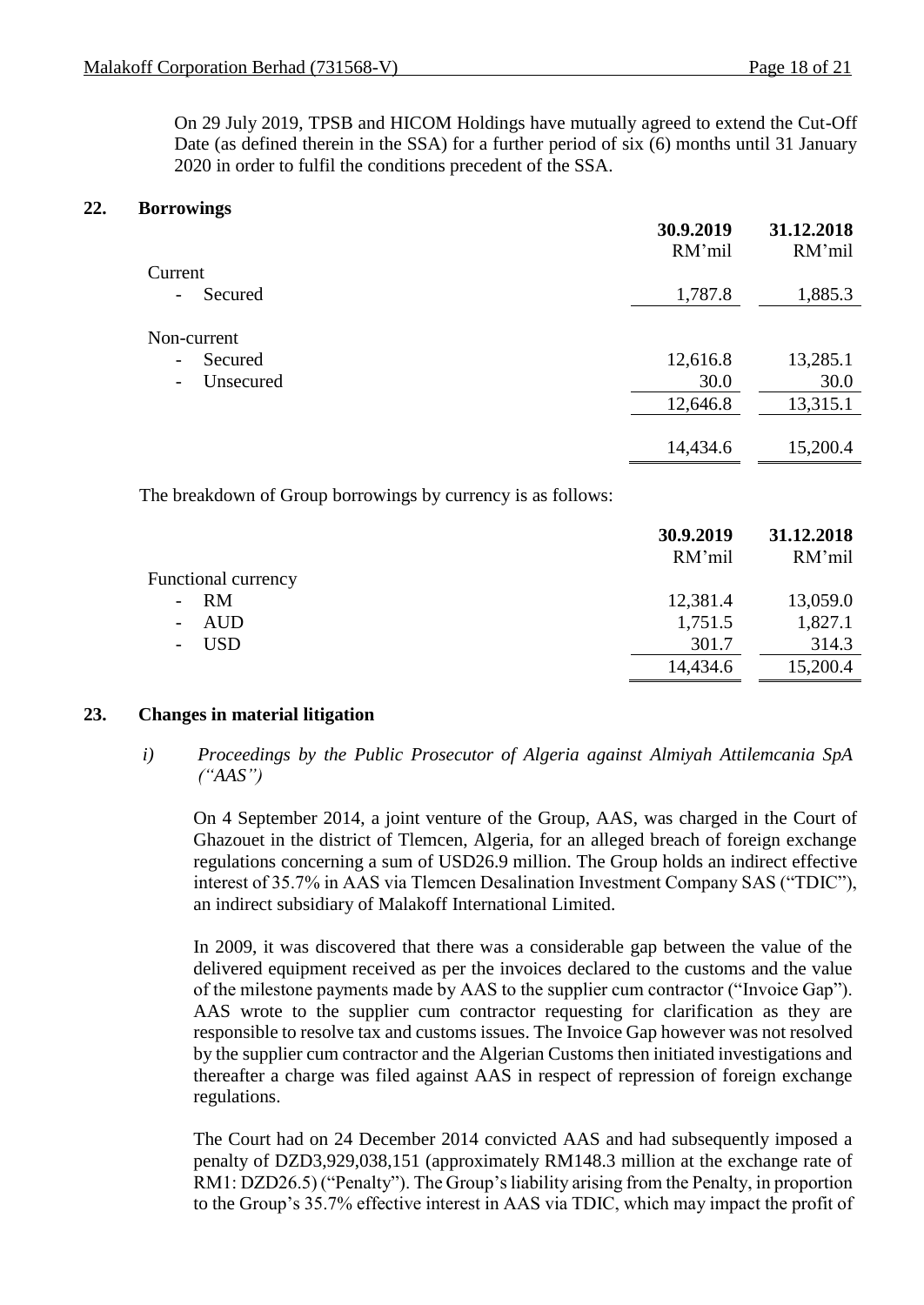On 29 July 2019, TPSB and HICOM Holdings have mutually agreed to extend the Cut-Off Date (as defined therein in the SSA) for a further period of six (6) months until 31 January 2020 in order to fulfil the conditions precedent of the SSA.

## 22. Borrowings

| | **30.9.2019** RM'mil | **31.12.2018** RM'mil |
|---|---|---|
| Current | | |
| - Secured | 1,787.8 | 1,885.3 |
| Non-current | | |
| - Secured | 12,616.8 | 13,285.1 |
| - Unsecured | 30.0 | 30.0 |
| | 12,646.8 | 13,315.1 |
| | 14,434.6 | 15,200.4 |

The breakdown of Group borrowings by currency is as follows:

| | **30.9.2019** RM'mil | **31.12.2018** RM'mil |
|---|---|---|
| Functional currency | | |
| - RM | 12,381.4 | 13,059.0 |
| - AUD | 1,751.5 | 1,827.1 |
| - USD | 301.7 | 314.3 |
| | 14,434.6 | 15,200.4 |

## 23. Changes in material litigation

*i) Proceedings by the Public Prosecutor of Algeria against Almiyah Attilemcania SpA ("AAS")*

On 4 September 2014, a joint venture of the Group, AAS, was charged in the Court of Ghazouet in the district of Tlemcen, Algeria, for an alleged breach of foreign exchange regulations concerning a sum of USD26.9 million. The Group holds an indirect effective interest of 35.7% in AAS via Tlemcen Desalination Investment Company SAS ("TDIC"), an indirect subsidiary of Malakoff International Limited.

In 2009, it was discovered that there was a considerable gap between the value of the delivered equipment received as per the invoices declared to the customs and the value of the milestone payments made by AAS to the supplier cum contractor ("Invoice Gap"). AAS wrote to the supplier cum contractor requesting for clarification as they are responsible to resolve tax and customs issues. The Invoice Gap however was not resolved by the supplier cum contractor and the Algerian Customs then initiated investigations and thereafter a charge was filed against AAS in respect of repression of foreign exchange regulations.

The Court had on 24 December 2014 convicted AAS and had subsequently imposed a penalty of DZD3,929,038,151 (approximately RM148.3 million at the exchange rate of RM1: DZD26.5) ("Penalty"). The Group's liability arising from the Penalty, in proportion to the Group's 35.7% effective interest in AAS via TDIC, which may impact the profit of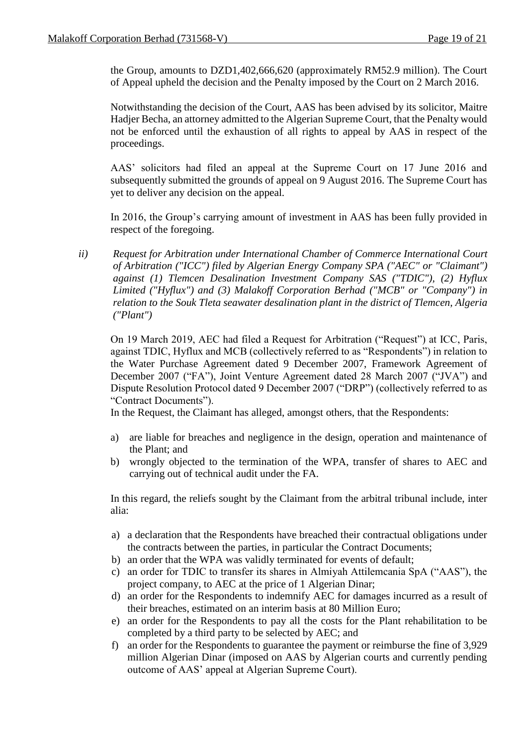the Group, amounts to DZD1,402,666,620 (approximately RM52.9 million). The Court of Appeal upheld the decision and the Penalty imposed by the Court on 2 March 2016.

Notwithstanding the decision of the Court, AAS has been advised by its solicitor, Maitre Hadjer Becha, an attorney admitted to the Algerian Supreme Court, that the Penalty would not be enforced until the exhaustion of all rights to appeal by AAS in respect of the proceedings.

AAS' solicitors had filed an appeal at the Supreme Court on 17 June 2016 and subsequently submitted the grounds of appeal on 9 August 2016. The Supreme Court has yet to deliver any decision on the appeal.

In 2016, the Group's carrying amount of investment in AAS has been fully provided in respect of the foregoing.

*ii) Request for Arbitration under International Chamber of Commerce International Court of Arbitration ("ICC") filed by Algerian Energy Company SPA ("AEC" or "Claimant") against (1) Tlemcen Desalination Investment Company SAS ("TDIC"), (2) Hyflux Limited ("Hyflux") and (3) Malakoff Corporation Berhad ("MCB" or "Company") in relation to the Souk Tleta seawater desalination plant in the district of Tlemcen, Algeria ("Plant")*

On 19 March 2019, AEC had filed a Request for Arbitration ("Request") at ICC, Paris, against TDIC, Hyflux and MCB (collectively referred to as "Respondents") in relation to the Water Purchase Agreement dated 9 December 2007, Framework Agreement of December 2007 ("FA"), Joint Venture Agreement dated 28 March 2007 ("JVA") and Dispute Resolution Protocol dated 9 December 2007 ("DRP") (collectively referred to as "Contract Documents").
In the Request, the Claimant has alleged, amongst others, that the Respondents:

a) are liable for breaches and negligence in the design, operation and maintenance of the Plant; and
b) wrongly objected to the termination of the WPA, transfer of shares to AEC and carrying out of technical audit under the FA.

In this regard, the reliefs sought by the Claimant from the arbitral tribunal include, inter alia:

a) a declaration that the Respondents have breached their contractual obligations under the contracts between the parties, in particular the Contract Documents;
b) an order that the WPA was validly terminated for events of default;
c) an order for TDIC to transfer its shares in Almiyah Attilemcania SpA ("AAS"), the project company, to AEC at the price of 1 Algerian Dinar;
d) an order for the Respondents to indemnify AEC for damages incurred as a result of their breaches, estimated on an interim basis at 80 Million Euro;
e) an order for the Respondents to pay all the costs for the Plant rehabilitation to be completed by a third party to be selected by AEC; and
f) an order for the Respondents to guarantee the payment or reimburse the fine of 3,929 million Algerian Dinar (imposed on AAS by Algerian courts and currently pending outcome of AAS' appeal at Algerian Supreme Court).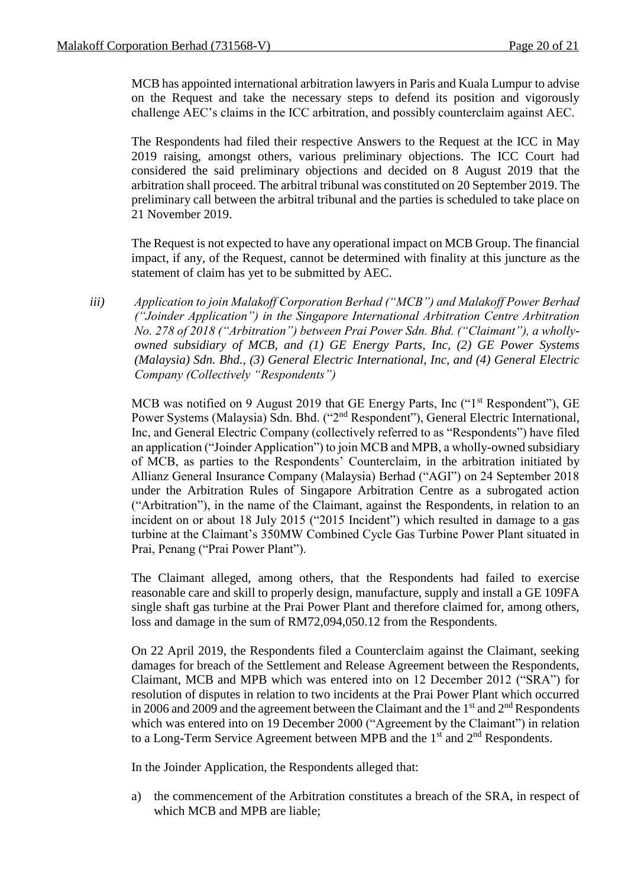MCB has appointed international arbitration lawyers in Paris and Kuala Lumpur to advise on the Request and take the necessary steps to defend its position and vigorously challenge AEC's claims in the ICC arbitration, and possibly counterclaim against AEC.

The Respondents had filed their respective Answers to the Request at the ICC in May 2019 raising, amongst others, various preliminary objections. The ICC Court had considered the said preliminary objections and decided on 8 August 2019 that the arbitration shall proceed. The arbitral tribunal was constituted on 20 September 2019. The preliminary call between the arbitral tribunal and the parties is scheduled to take place on 21 November 2019.

The Request is not expected to have any operational impact on MCB Group. The financial impact, if any, of the Request, cannot be determined with finality at this juncture as the statement of claim has yet to be submitted by AEC.

*iii) Application to join Malakoff Corporation Berhad ("MCB") and Malakoff Power Berhad ("Joinder Application") in the Singapore International Arbitration Centre Arbitration No. 278 of 2018 ("Arbitration") between Prai Power Sdn. Bhd. ("Claimant"), a wholly-owned subsidiary of MCB, and (1) GE Energy Parts, Inc, (2) GE Power Systems (Malaysia) Sdn. Bhd., (3) General Electric International, Inc, and (4) General Electric Company (Collectively "Respondents")*

MCB was notified on 9 August 2019 that GE Energy Parts, Inc ("1st Respondent"), GE Power Systems (Malaysia) Sdn. Bhd. ("2nd Respondent"), General Electric International, Inc, and General Electric Company (collectively referred to as "Respondents") have filed an application ("Joinder Application") to join MCB and MPB, a wholly-owned subsidiary of MCB, as parties to the Respondents' Counterclaim, in the arbitration initiated by Allianz General Insurance Company (Malaysia) Berhad ("AGI") on 24 September 2018 under the Arbitration Rules of Singapore Arbitration Centre as a subrogated action ("Arbitration"), in the name of the Claimant, against the Respondents, in relation to an incident on or about 18 July 2015 ("2015 Incident") which resulted in damage to a gas turbine at the Claimant's 350MW Combined Cycle Gas Turbine Power Plant situated in Prai, Penang ("Prai Power Plant").

The Claimant alleged, among others, that the Respondents had failed to exercise reasonable care and skill to properly design, manufacture, supply and install a GE 109FA single shaft gas turbine at the Prai Power Plant and therefore claimed for, among others, loss and damage in the sum of RM72,094,050.12 from the Respondents.

On 22 April 2019, the Respondents filed a Counterclaim against the Claimant, seeking damages for breach of the Settlement and Release Agreement between the Respondents, Claimant, MCB and MPB which was entered into on 12 December 2012 ("SRA") for resolution of disputes in relation to two incidents at the Prai Power Plant which occurred in 2006 and 2009 and the agreement between the Claimant and the 1st and 2nd Respondents which was entered into on 19 December 2000 ("Agreement by the Claimant") in relation to a Long-Term Service Agreement between MPB and the 1st and 2nd Respondents.

In the Joinder Application, the Respondents alleged that:

a) the commencement of the Arbitration constitutes a breach of the SRA, in respect of which MCB and MPB are liable;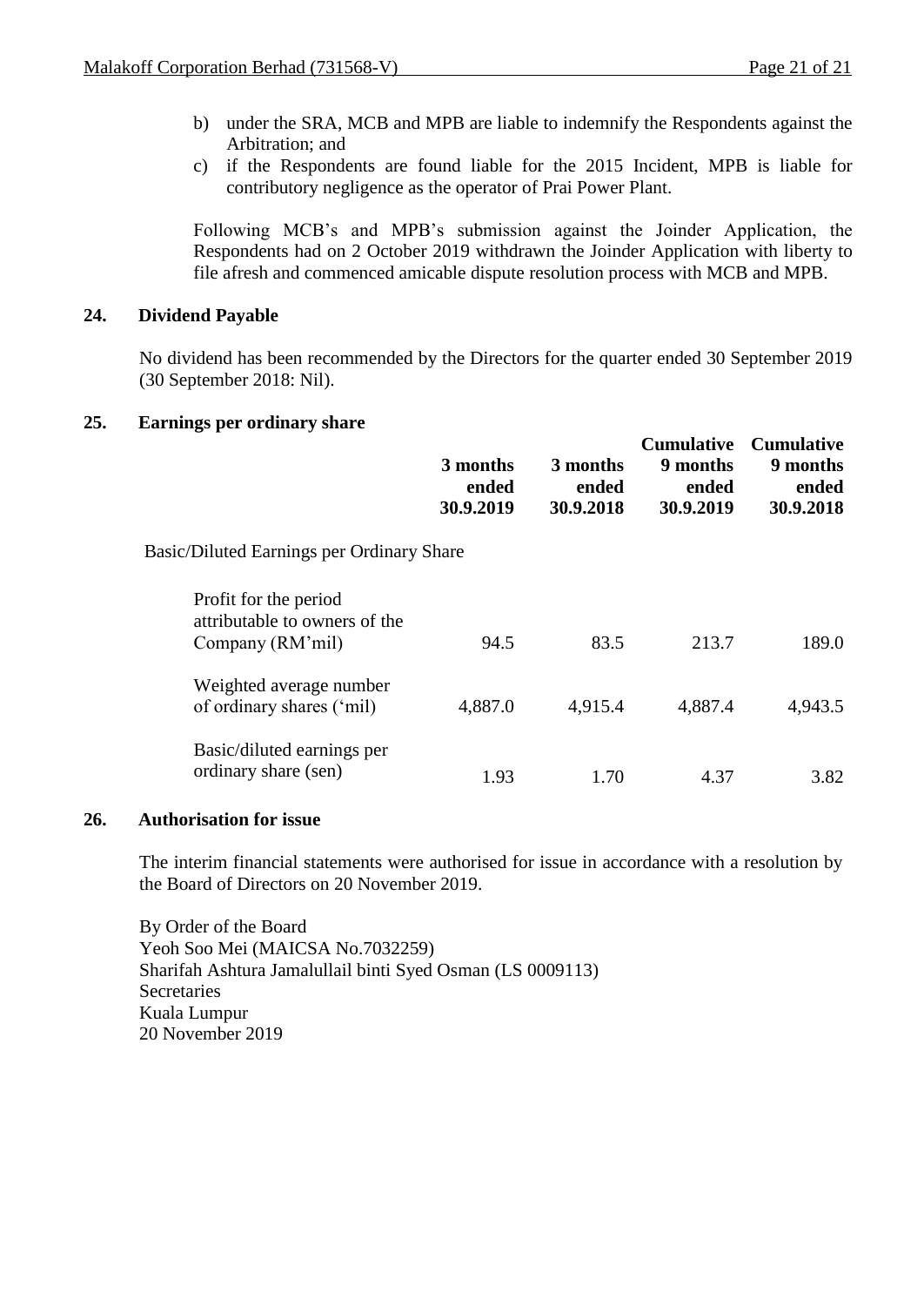b) under the SRA, MCB and MPB are liable to indemnify the Respondents against the Arbitration; and

c) if the Respondents are found liable for the 2015 Incident, MPB is liable for contributory negligence as the operator of Prai Power Plant.

Following MCB's and MPB's submission against the Joinder Application, the Respondents had on 2 October 2019 withdrawn the Joinder Application with liberty to file afresh and commenced amicable dispute resolution process with MCB and MPB.

## 24. Dividend Payable

No dividend has been recommended by the Directors for the quarter ended 30 September 2019 (30 September 2018: Nil).

## 25. Earnings per ordinary share

| | 3 months ended 30.9.2019 | 3 months ended 30.9.2018 | Cumulative 9 months ended 30.9.2019 | Cumulative 9 months ended 30.9.2018 |
|---|---|---|---|---|
| Basic/Diluted Earnings per Ordinary Share | | | | |
| Profit for the period attributable to owners of the Company (RM'mil) | 94.5 | 83.5 | 213.7 | 189.0 |
| Weighted average number of ordinary shares ('mil) | 4,887.0 | 4,915.4 | 4,887.4 | 4,943.5 |
| Basic/diluted earnings per ordinary share (sen) | 1.93 | 1.70 | 4.37 | 3.82 |

## 26. Authorisation for issue

The interim financial statements were authorised for issue in accordance with a resolution by the Board of Directors on 20 November 2019.

By Order of the Board
Yeoh Soo Mei (MAICSA No.7032259)
Sharifah Ashtura Jamalullail binti Syed Osman (LS 0009113)
Secretaries
Kuala Lumpur
20 November 2019